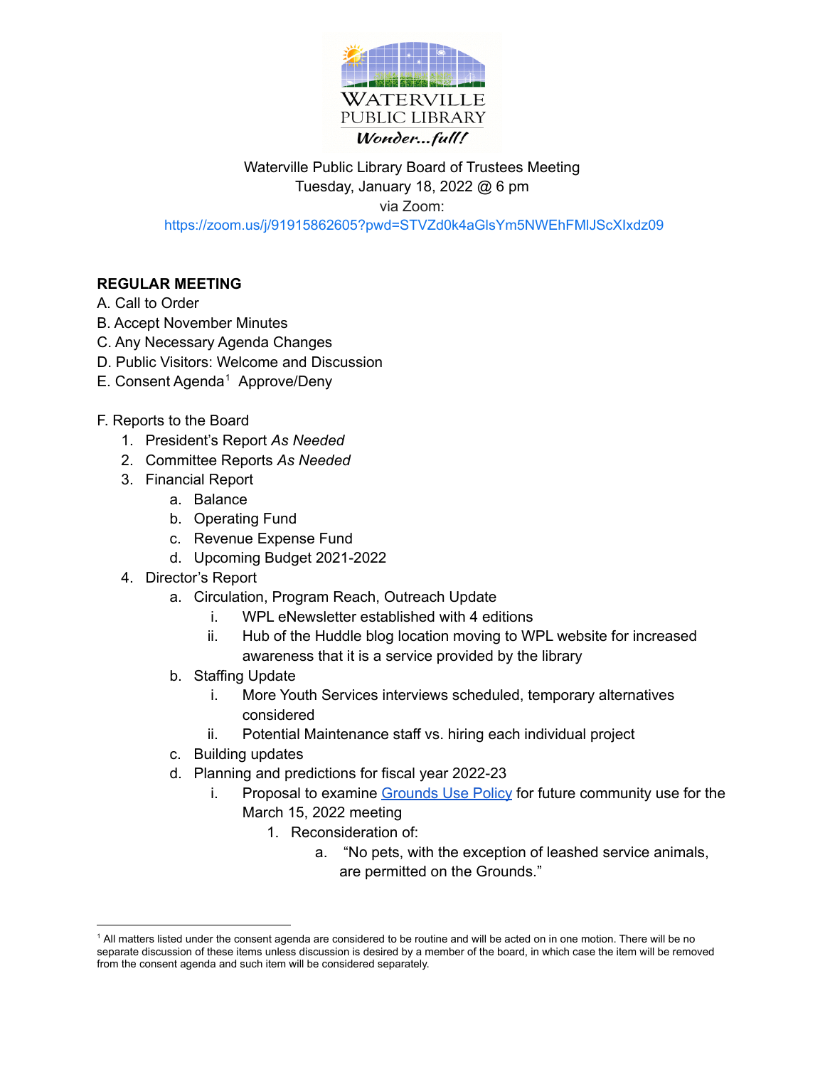WATERVILLE PUBLIC LIBRARY

*Wonder...full!*

Waterville Public Library Board of Trustees Meeting
Tuesday, January 18, 2022 @ 6 pm
via Zoom:
https://zoom.us/j/91915862605?pwd=STVZd0k4aGlsYm5NWEhFMlJScXIxdz09

**REGULAR MEETING**

A. Call to Order
B. Accept November Minutes
C. Any Necessary Agenda Changes
D. Public Visitors: Welcome and Discussion
E. Consent Agenda[1] Approve/Deny

F. Reports to the Board

1. President's Report *As Needed*
2. Committee Reports *As Needed*
3. Financial Report
    a. Balance
    b. Operating Fund
    c. Revenue Expense Fund
    d. Upcoming Budget 2021-2022
4. Director's Report
    a. Circulation, Program Reach, Outreach Update
        i. WPL eNewsletter established with 4 editions
        ii. Hub of the Huddle blog location moving to WPL website for increased awareness that it is a service provided by the library
    b. Staffing Update
        i. More Youth Services interviews scheduled, temporary alternatives considered
        ii. Potential Maintenance staff vs. hiring each individual project
    c. Building updates
    d. Planning and predictions for fiscal year 2022-23
        i. Proposal to examine Grounds Use Policy for future community use for the March 15, 2022 meeting
            1. Reconsideration of:
                a. "No pets, with the exception of leashed service animals, are permitted on the Grounds."

---

[1] All matters listed under the consent agenda are considered to be routine and will be acted on in one motion. There will be no separate discussion of these items unless discussion is desired by a member of the board, in which case the item will be removed from the consent agenda and such item will be considered separately.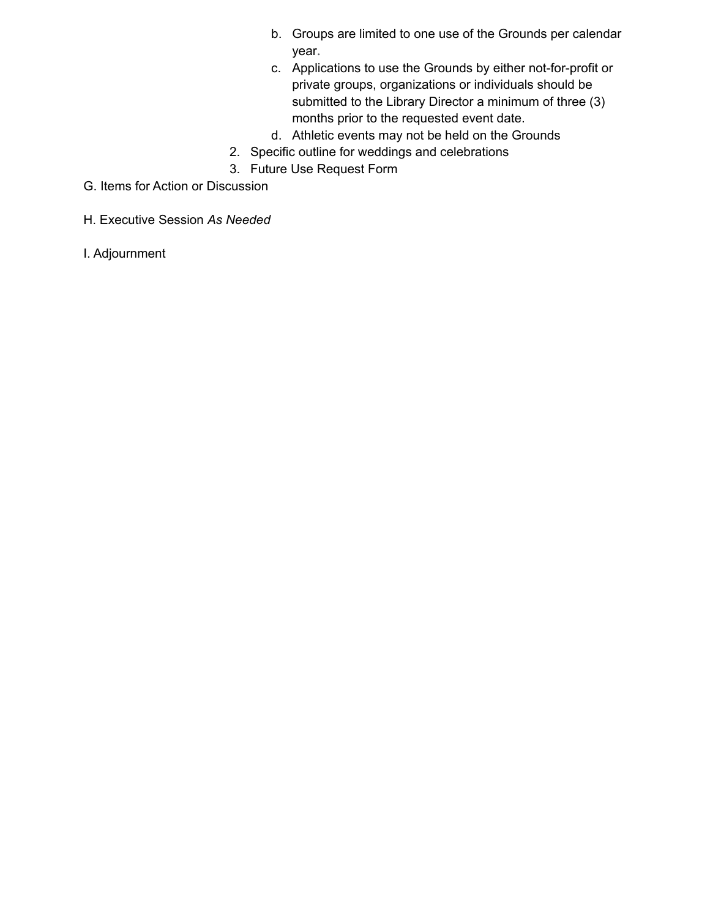b. Groups are limited to one use of the Grounds per calendar year.
   c. Applications to use the Grounds by either not-for-profit or private groups, organizations or individuals should be submitted to the Library Director a minimum of three (3) months prior to the requested event date.
   d. Athletic events may not be held on the Grounds
2. Specific outline for weddings and celebrations
3. Future Use Request Form

G. Items for Action or Discussion

H. Executive Session *As Needed*

I. Adjournment